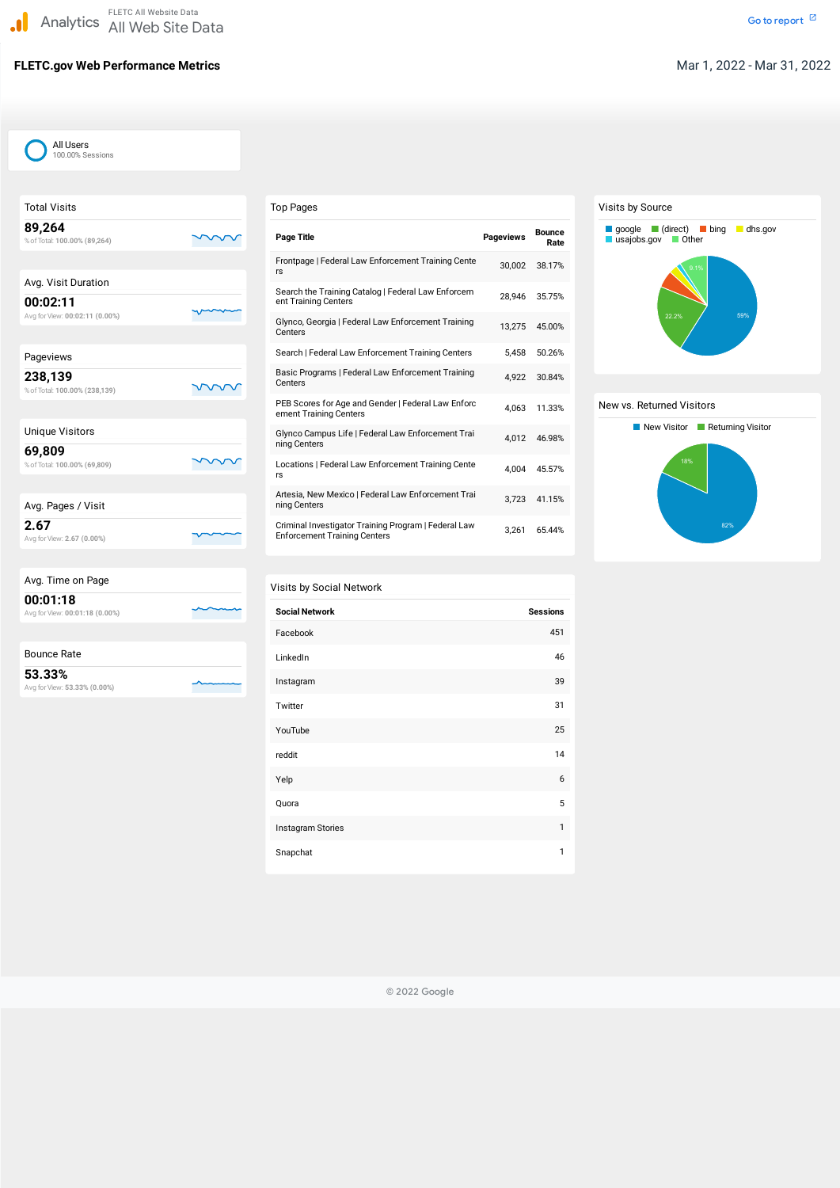Analytics — FLETC All Website Data — All Web Site Data

Go to report

# FLETC.gov Web Performance Metrics

Mar 1, 2022 - Mar 31, 2022

All Users
100.00% Sessions

## Total Visits

**89,264**
% of Total: 100.00% (89,264)

## Avg. Visit Duration

**00:02:11**
Avg for View: 00:02:11 (0.00%)

## Pageviews

**238,139**
% of Total: 100.00% (238,139)

## Unique Visitors

**69,809**
% of Total: 100.00% (69,809)

## Avg. Pages / Visit

**2.67**
Avg for View: 2.67 (0.00%)

## Avg. Time on Page

**00:01:18**
Avg for View: 00:01:18 (0.00%)

## Bounce Rate

**53.33%**
Avg for View: 53.33% (0.00%)

## Top Pages

| Page Title | Pageviews | Bounce Rate |
|---|---|---|
| Frontpage \| Federal Law Enforcement Training Centers | 30,002 | 38.17% |
| Search the Training Catalog \| Federal Law Enforcement Training Centers | 28,946 | 35.75% |
| Glynco, Georgia \| Federal Law Enforcement Training Centers | 13,275 | 45.00% |
| Search \| Federal Law Enforcement Training Centers | 5,458 | 50.26% |
| Basic Programs \| Federal Law Enforcement Training Centers | 4,922 | 30.84% |
| PEB Scores for Age and Gender \| Federal Law Enforcement Training Centers | 4,063 | 11.33% |
| Glynco Campus Life \| Federal Law Enforcement Training Centers | 4,012 | 46.98% |
| Locations \| Federal Law Enforcement Training Centers | 4,004 | 45.57% |
| Artesia, New Mexico \| Federal Law Enforcement Training Centers | 3,723 | 41.15% |
| Criminal Investigator Training Program \| Federal Law Enforcement Training Centers | 3,261 | 65.44% |

## Visits by Source

google, (direct), bing, dhs.gov, usajobs.gov, Other

59%, 22.2%, 9.1%

## New vs. Returned Visitors

New Visitor, Returning Visitor

82%, 18%

## Visits by Social Network

| Social Network | Sessions |
|---|---|
| Facebook | 451 |
| LinkedIn | 46 |
| Instagram | 39 |
| Twitter | 31 |
| YouTube | 25 |
| reddit | 14 |
| Yelp | 6 |
| Quora | 5 |
| Instagram Stories | 1 |
| Snapchat | 1 |

© 2022 Google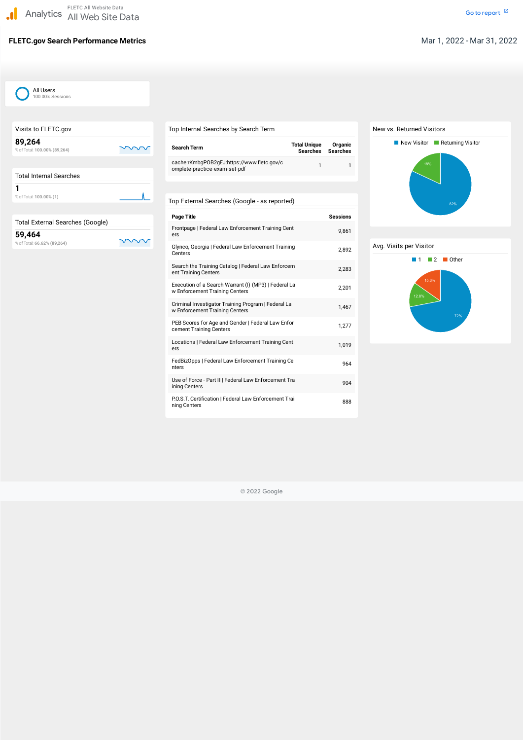Analytics

FLETC All Website Data

All Web Site Data

Go to report

# FLETC.gov Search Performance Metrics

Mar 1, 2022 - Mar 31, 2022

All Users
100.00% Sessions

## Visits to FLETC.gov

**89,264**

% of Total: 100.00% (89,264)

## Total Internal Searches

**1**

% of Total: 100.00% (1)

## Total External Searches (Google)

**59,464**

% of Total: 66.62% (89,264)

## Top Internal Searches by Search Term

| Search Term | Total Unique Searches | Organic Searches |
|---|---|---|
| cache:rKmbgPOB2gEJ:https://www.fletc.gov/complete-practice-exam-set-pdf | 1 | 1 |

## Top External Searches (Google - as reported)

| Page Title | Sessions |
|---|---|
| Frontpage \| Federal Law Enforcement Training Centers | 9,861 |
| Glynco, Georgia \| Federal Law Enforcement Training Centers | 2,892 |
| Search the Training Catalog \| Federal Law Enforcement Training Centers | 2,283 |
| Execution of a Search Warrant (I) (MP3) \| Federal Law Enforcement Training Centers | 2,201 |
| Criminal Investigator Training Program \| Federal Law Enforcement Training Centers | 1,467 |
| PEB Scores for Age and Gender \| Federal Law Enforcement Training Centers | 1,277 |
| Locations \| Federal Law Enforcement Training Centers | 1,019 |
| FedBizOpps \| Federal Law Enforcement Training Centers | 964 |
| Use of Force - Part II \| Federal Law Enforcement Training Centers | 904 |
| P.O.S.T. Certification \| Federal Law Enforcement Training Centers | 888 |

## New vs. Returned Visitors

New Visitor
Returning Visitor
18%
82%

## Avg. Visits per Visitor

1
2
Other
15.3%
12.8%
72%

© 2022 Google